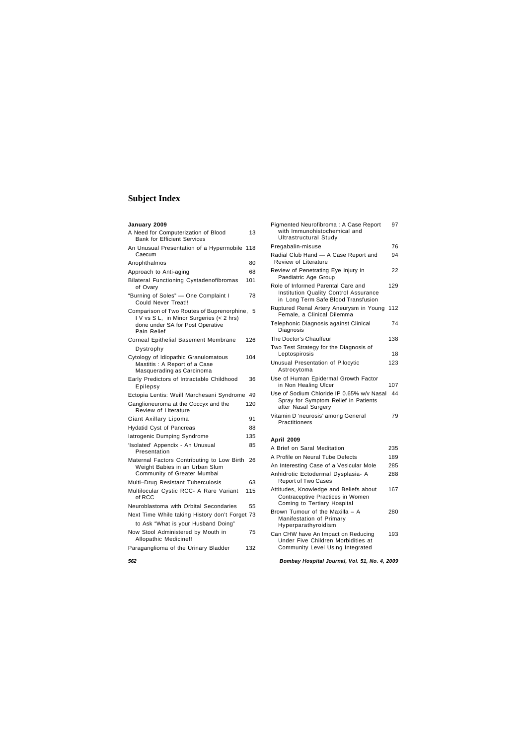# Subject Index

### January 2009

| | |
|---|---|
| A Need for Computerization of Blood Bank for Efficient Services | 13 |
| An Unusual Presentation of a Hypermobile Caecum | 118 |
| Anophthalmos | 80 |
| Approach to Anti-aging | 68 |
| Bilateral Functioning Cystadenofibromas of Ovary | 101 |
| "Burning of Soles" — One Complaint I Could Never Treat!! | 78 |
| Comparison of Two Routes of Buprenorphine, I V vs S L, in Minor Surgeries (< 2 hrs) done under SA for Post Operative Pain Relief | 5 |
| Corneal Epithelial Basement Membrane Dystrophy | 126 |
| Cytology of Idiopathic Granulomatous Mastitis : A Report of a Case Masquerading as Carcinoma | 104 |
| Early Predictors of Intractable Childhood Epilepsy | 36 |
| Ectopia Lentis: Weill Marchesani Syndrome | 49 |
| Ganglioneuroma at the Coccyx and the Review of Literature | 120 |
| Giant Axillary Lipoma | 91 |
| Hydatid Cyst of Pancreas | 88 |
| Iatrogenic Dumping Syndrome | 135 |
| 'Isolated' Appendix - An Unusual Presentation | 85 |
| Maternal Factors Contributing to Low Birth Weight Babies in an Urban Slum Community of Greater Mumbai | 26 |
| Multi–Drug Resistant Tuberculosis | 63 |
| Multilocular Cystic RCC- A Rare Variant of RCC | 115 |
| Neuroblastoma with Orbital Secondaries | 55 |
| Next Time While taking History don't Forget to Ask "What is your Husband Doing" | 73 |
| Now Stool Administered by Mouth in Allopathic Medicine!! | 75 |
| Paraganglioma of the Urinary Bladder | 132 |
| Pigmented Neurofibroma : A Case Report with Immunohistochemical and Ultrastructural Study | 97 |
| Pregabalin-misuse | 76 |
| Radial Club Hand — A Case Report and Review of Literature | 94 |
| Review of Penetrating Eye Injury in Paediatric Age Group | 22 |
| Role of Informed Parental Care and Institution Quality Control Assurance in Long Term Safe Blood Transfusion | 129 |
| Ruptured Renal Artery Aneurysm in Young Female, a Clinical Dilemma | 112 |
| Telephonic Diagnosis against Clinical Diagnosis | 74 |
| The Doctor's Chauffeur | 138 |
| Two Test Strategy for the Diagnosis of Leptospirosis | 18 |
| Unusual Presentation of Pilocytic Astrocytoma | 123 |
| Use of Human Epidermal Growth Factor in Non Healing Ulcer | 107 |
| Use of Sodium Chloride IP 0.65% w/v Nasal Spray for Symptom Relief in Patients after Nasal Surgery | 44 |
| Vitamin D 'neurosis' among General Practitioners | 79 |

### April 2009

| | |
|---|---|
| A Brief on Saral Meditation | 235 |
| A Profile on Neural Tube Defects | 189 |
| An Interesting Case of a Vesicular Mole | 285 |
| Anhidrotic Ectodermal Dysplasia- A Report of Two Cases | 288 |
| Attitudes, Knowledge and Beliefs about Contraceptive Practices in Women Coming to Tertiary Hospital | 167 |
| Brown Tumour of the Maxilla – A Manifestation of Primary Hyperparathyroidism | 280 |
| Can CHW have An Impact on Reducing Under Five Children Morbidities at Community Level Using Integrated | 193 |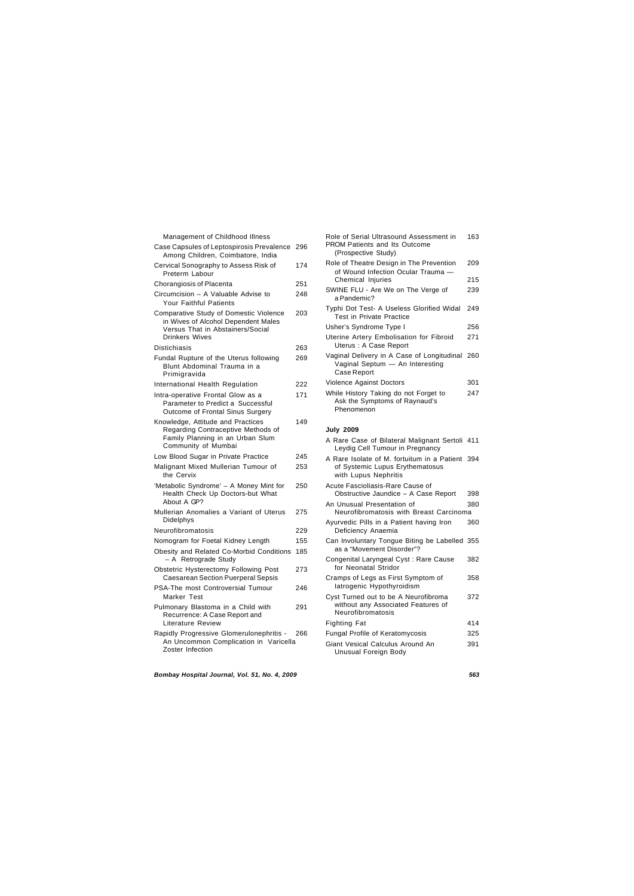Management of Childhood Illness

Case Capsules of Leptospirosis Prevalence Among Children, Coimbatore, India 296

Cervical Sonography to Assess Risk of Preterm Labour 174

Chorangiosis of Placenta 251

Circumcision – A Valuable Advise to Your Faithful Patients 248

Comparative Study of Domestic Violence in Wives of Alcohol Dependent Males Versus That in Abstainers/Social Drinkers Wives 203

Distichiasis 263

Fundal Rupture of the Uterus following Blunt Abdominal Trauma in a Primigravida 269

International Health Regulation 222

Intra-operative Frontal Glow as a Parameter to Predict a Successful Outcome of Frontal Sinus Surgery 171

Knowledge, Attitude and Practices Regarding Contraceptive Methods of Family Planning in an Urban Slum Community of Mumbai 149

Low Blood Sugar in Private Practice 245

Malignant Mixed Mullerian Tumour of the Cervix 253

'Metabolic Syndrome' – A Money Mint for Health Check Up Doctors-but What About A GP? 250

Mullerian Anomalies a Variant of Uterus Didelphys 275

Neurofibromatosis 229

Nomogram for Foetal Kidney Length 155

Obesity and Related Co-Morbid Conditions – A Retrograde Study 185

Obstetric Hysterectomy Following Post Caesarean Section Puerperal Sepsis 273

PSA-The most Controversial Tumour Marker Test 246

Pulmonary Blastoma in a Child with Recurrence: A Case Report and Literature Review 291

Rapidly Progressive Glomerulonephritis - An Uncommon Complication in Varicella Zoster Infection 266

Role of Serial Ultrasound Assessment in PROM Patients and Its Outcome (Prospective Study) 163

Role of Theatre Design in The Prevention of Wound Infection 209

Ocular Trauma — Chemical Injuries 215

SWINE FLU - Are We on The Verge of a Pandemic? 239

Typhi Dot Test- A Useless Glorified Widal Test in Private Practice 249

Usher's Syndrome Type I 256

Uterine Artery Embolisation for Fibroid Uterus : A Case Report 271

Vaginal Delivery in A Case of Longitudinal Vaginal Septum — An Interesting Case Report 260

Violence Against Doctors 301

While History Taking do not Forget to Ask the Symptoms of Raynaud's Phenomenon 247

**July 2009**

A Rare Case of Bilateral Malignant Sertoli Leydig Cell Tumour in Pregnancy 411

A Rare Isolate of M. fortuitum in a Patient of Systemic Lupus Erythematosus with Lupus Nephritis 394

Acute Fascioliasis-Rare Cause of Obstructive Jaundice – A Case Report 398

An Unusual Presentation of Neurofibromatosis with Breast Carcinoma 380

Ayurvedic Pills in a Patient having Iron Deficiency Anaemia 360

Can Involuntary Tongue Biting be Labelled as a "Movement Disorder"? 355

Congenital Laryngeal Cyst : Rare Cause for Neonatal Stridor 382

Cramps of Legs as First Symptom of Iatrogenic Hypothyroidism 358

Cyst Turned out to be A Neurofibroma without any Associated Features of Neurofibromatosis 372

Fighting Fat 414

Fungal Profile of Keratomycosis 325

Giant Vesical Calculus Around An Unusual Foreign Body 391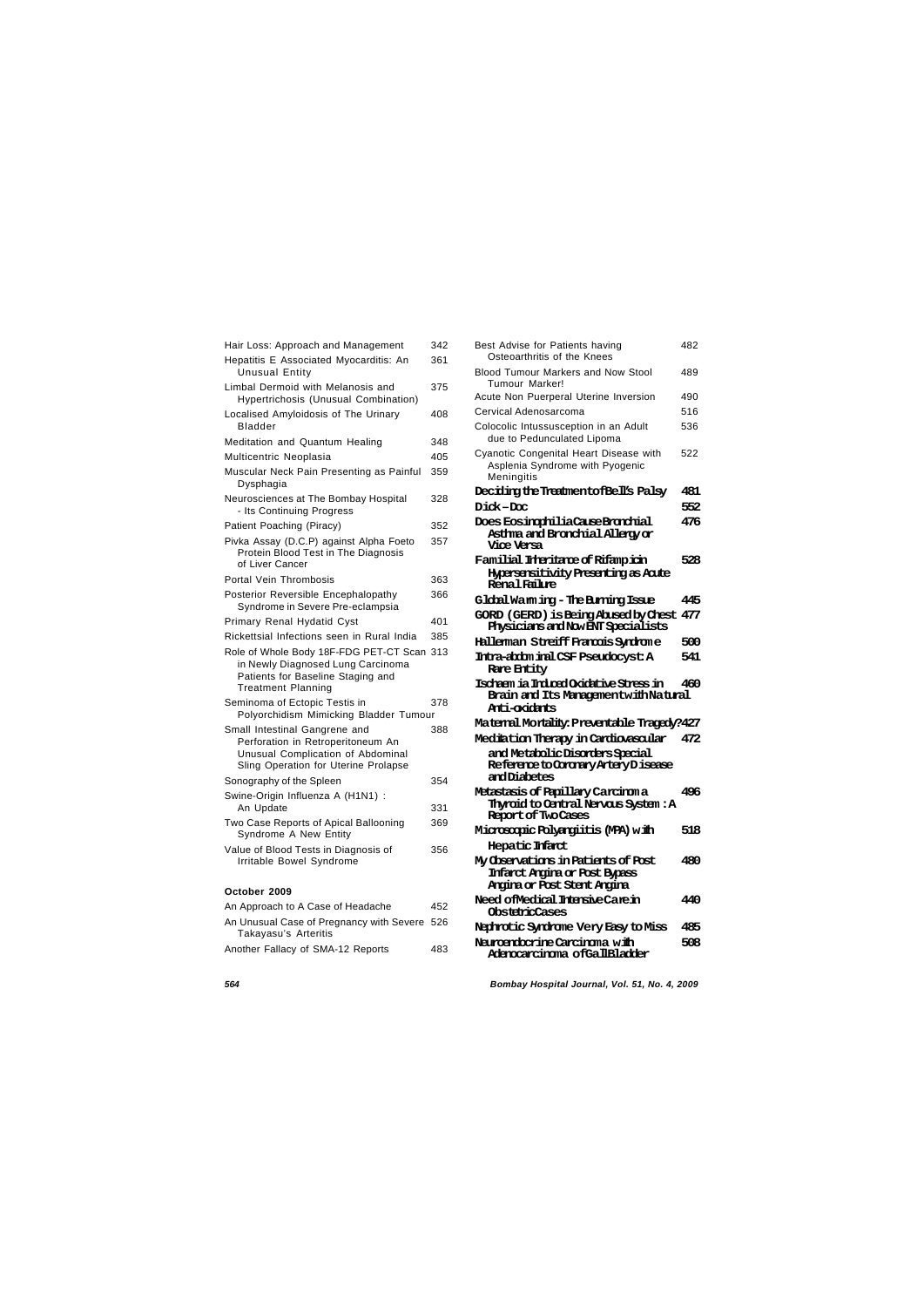| | |
|---|---|
| Hair Loss: Approach and Management | 342 |
| Hepatitis E Associated Myocarditis: An Unusual Entity | 361 |
| Limbal Dermoid with Melanosis and Hypertrichosis (Unusual Combination) | 375 |
| Localised Amyloidosis of The Urinary Bladder | 408 |
| Meditation and Quantum Healing | 348 |
| Multicentric Neoplasia | 405 |
| Muscular Neck Pain Presenting as Painful Dysphagia | 359 |
| Neurosciences at The Bombay Hospital - Its Continuing Progress | 328 |
| Patient Poaching (Piracy) | 352 |
| Pivka Assay (D.C.P) against Alpha Foeto Protein Blood Test in The Diagnosis of Liver Cancer | 357 |
| Portal Vein Thrombosis | 363 |
| Posterior Reversible Encephalopathy Syndrome in Severe Pre-eclampsia | 366 |
| Primary Renal Hydatid Cyst | 401 |
| Rickettsial Infections seen in Rural India | 385 |
| Role of Whole Body 18F-FDG PET-CT Scan in Newly Diagnosed Lung Carcinoma Patients for Baseline Staging and Treatment Planning | 313 |
| Seminoma of Ectopic Testis in Polyorchidism Mimicking Bladder Tumour | 378 |
| Small Intestinal Gangrene and Perforation in Retroperitoneum An Unusual Complication of Abdominal Sling Operation for Uterine Prolapse | 388 |
| Sonography of the Spleen | 354 |
| Swine-Origin Influenza A (H1N1) : An Update | 331 |
| Two Case Reports of Apical Ballooning Syndrome A New Entity | 369 |
| Value of Blood Tests in Diagnosis of Irritable Bowel Syndrome | 356 |

**October 2009**

| | |
|---|---|
| An Approach to A Case of Headache | 452 |
| An Unusual Case of Pregnancy with Severe Takayasu's Arteritis | 526 |
| Another Fallacy of SMA-12 Reports | 483 |
| Best Advise for Patients having Osteoarthritis of the Knees | 482 |
| Blood Tumour Markers and Now Stool Tumour Marker! | 489 |
| Acute Non Puerperal Uterine Inversion | 490 |
| Cervical Adenosarcoma | 516 |
| Colocolic Intussusception in an Adult due to Pedunculated Lipoma | 536 |
| Cyanotic Congenital Heart Disease with Asplenia Syndrome with Pyogenic Meningitis | 522 |
| **Deciding the Treatment of Bell's Palsy** | **481** |
| **Dick – Doc** | **552** |
| **Does Eosinophilia Cause Bronchial Asthma and Bronchial Allergy or Vice Versa** | **476** |
| **Familial Inheritance of Rifampicin Hypersensitivity Presenting as Acute Renal Failure** | **528** |
| **Global Warming - The Burning Issue** | **445** |
| **GORD (GERD) is Being Abused by Chest Physicians and Now ENT Specialists** | **477** |
| **Hallerman Streiff Francois Syndrome** | **500** |
| **Intra-abdominal CSF Pseudocyst: A Rare Entity** | **541** |
| **Ischaemia Induced Oxidative Stress in Brain and Its Management with Natural Anti-oxidants** | **460** |
| **Maternal Mortality: Preventable Tragedy?** | **427** |
| **Meditation Therapy in Cardiovascular and Metabolic Disorders Special Reference to Coronary Artery Disease and Diabetes** | **472** |
| **Metastasis of Papillary Carcinoma Thyroid to Central Nervous System : A Report of Two Cases** | **496** |
| **Microscopic Polyangiitis (MPA) with Hepatic Infarct** | **518** |
| **My Observations in Patients of Post Infarct Angina or Post Bypass Angina or Post Stent Angina** | **480** |
| **Need of Medical Intensive Care in Obstetric Cases** | **440** |
| **Nephrotic Syndrome Very Easy to Miss** | **485** |
| **Neuroendocrine Carcinoma with Adenocarcinoma of Gall Bladder** | **508** |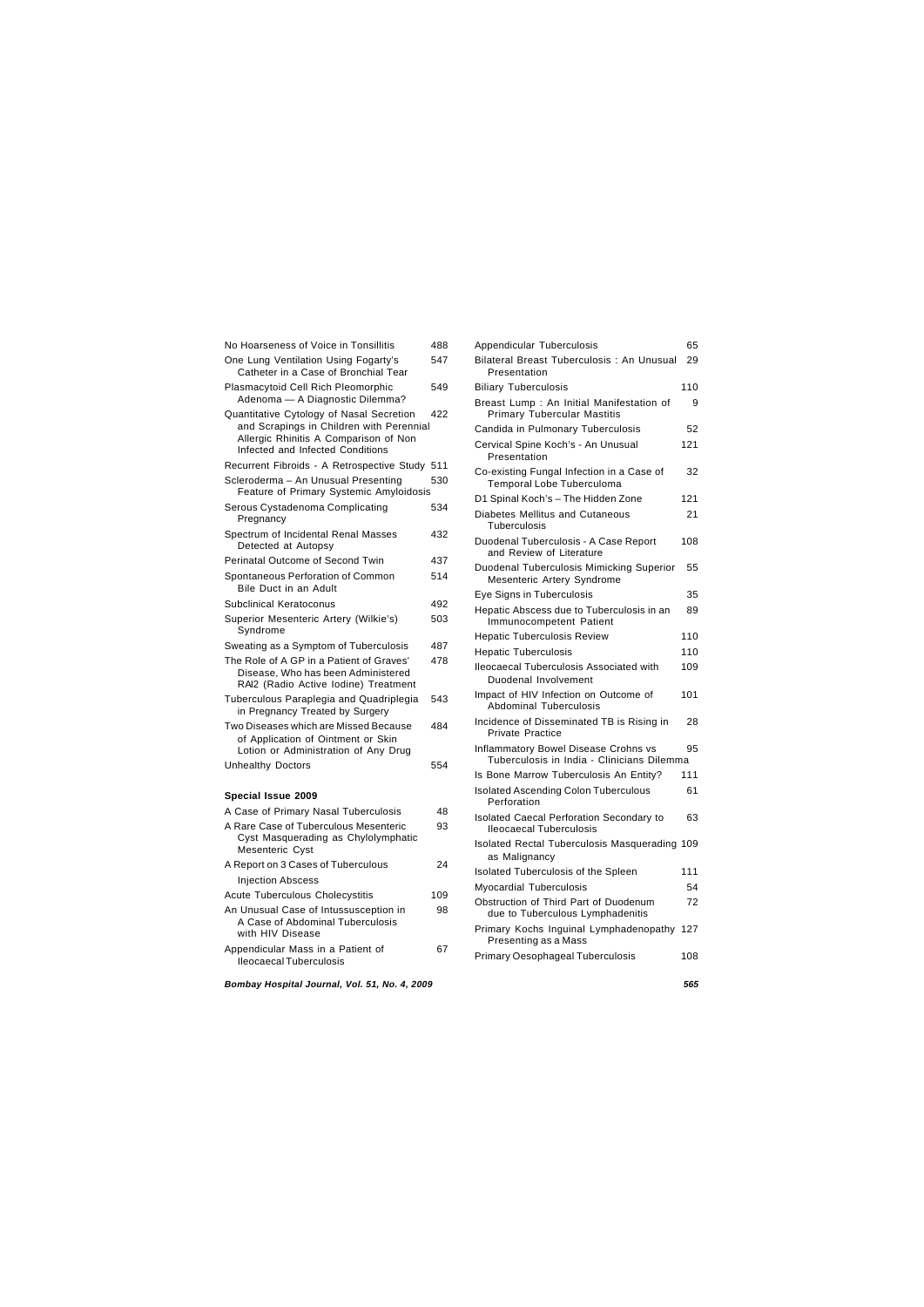No Hoarseness of Voice in Tonsillitis 488

One Lung Ventilation Using Fogarty's Catheter in a Case of Bronchial Tear 547

Plasmacytoid Cell Rich Pleomorphic Adenoma — A Diagnostic Dilemma? 549

Quantitative Cytology of Nasal Secretion and Scrapings in Children with Perennial Allergic Rhinitis A Comparison of Non Infected and Infected Conditions 422

Recurrent Fibroids - A Retrospective Study 511

Scleroderma – An Unusual Presenting Feature of Primary Systemic Amyloidosis 530

Serous Cystadenoma Complicating Pregnancy 534

Spectrum of Incidental Renal Masses Detected at Autopsy 432

Perinatal Outcome of Second Twin 437

Spontaneous Perforation of Common Bile Duct in an Adult 514

Subclinical Keratoconus 492

Superior Mesenteric Artery (Wilkie's) Syndrome 503

Sweating as a Symptom of Tuberculosis 487

The Role of A GP in a Patient of Graves' Disease, Who has been Administered RAI2 (Radio Active Iodine) Treatment 478

Tuberculous Paraplegia and Quadriplegia in Pregnancy Treated by Surgery 543

Two Diseases which are Missed Because of Application of Ointment or Skin Lotion or Administration of Any Drug 484

Unhealthy Doctors 554

**Special Issue 2009**

A Case of Primary Nasal Tuberculosis 48

A Rare Case of Tuberculous Mesenteric Cyst Masquerading as Chylolymphatic Mesenteric Cyst 93

A Report on 3 Cases of Tuberculous Injection Abscess 24

Acute Tuberculous Cholecystitis 109

An Unusual Case of Intussusception in A Case of Abdominal Tuberculosis with HIV Disease 98

Appendicular Mass in a Patient of Ileocaecal Tuberculosis 67

Appendicular Tuberculosis 65

Bilateral Breast Tuberculosis : An Unusual Presentation 29

Biliary Tuberculosis 110

Breast Lump : An Initial Manifestation of Primary Tubercular Mastitis 9

Candida in Pulmonary Tuberculosis 52

Cervical Spine Koch's - An Unusual Presentation 121

Co-existing Fungal Infection in a Case of Temporal Lobe Tuberculoma 32

D1 Spinal Koch's – The Hidden Zone 121

Diabetes Mellitus and Cutaneous Tuberculosis 21

Duodenal Tuberculosis - A Case Report and Review of Literature 108

Duodenal Tuberculosis Mimicking Superior Mesenteric Artery Syndrome 55

Eye Signs in Tuberculosis 35

Hepatic Abscess due to Tuberculosis in an Immunocompetent Patient 89

Hepatic Tuberculosis Review 110

Hepatic Tuberculosis 110

Ileocaecal Tuberculosis Associated with Duodenal Involvement 109

Impact of HIV Infection on Outcome of Abdominal Tuberculosis 101

Incidence of Disseminated TB is Rising in Private Practice 28

Inflammatory Bowel Disease Crohns vs Tuberculosis in India - Clinicians Dilemma 95

Is Bone Marrow Tuberculosis An Entity? 111

Isolated Ascending Colon Tuberculous Perforation 61

Isolated Caecal Perforation Secondary to Ileocaecal Tuberculosis 63

Isolated Rectal Tuberculosis Masquerading as Malignancy 109

Isolated Tuberculosis of the Spleen 111

Myocardial Tuberculosis 54

Obstruction of Third Part of Duodenum due to Tuberculous Lymphadenitis 72

Primary Kochs Inguinal Lymphadenopathy Presenting as a Mass 127

Primary Oesophageal Tuberculosis 108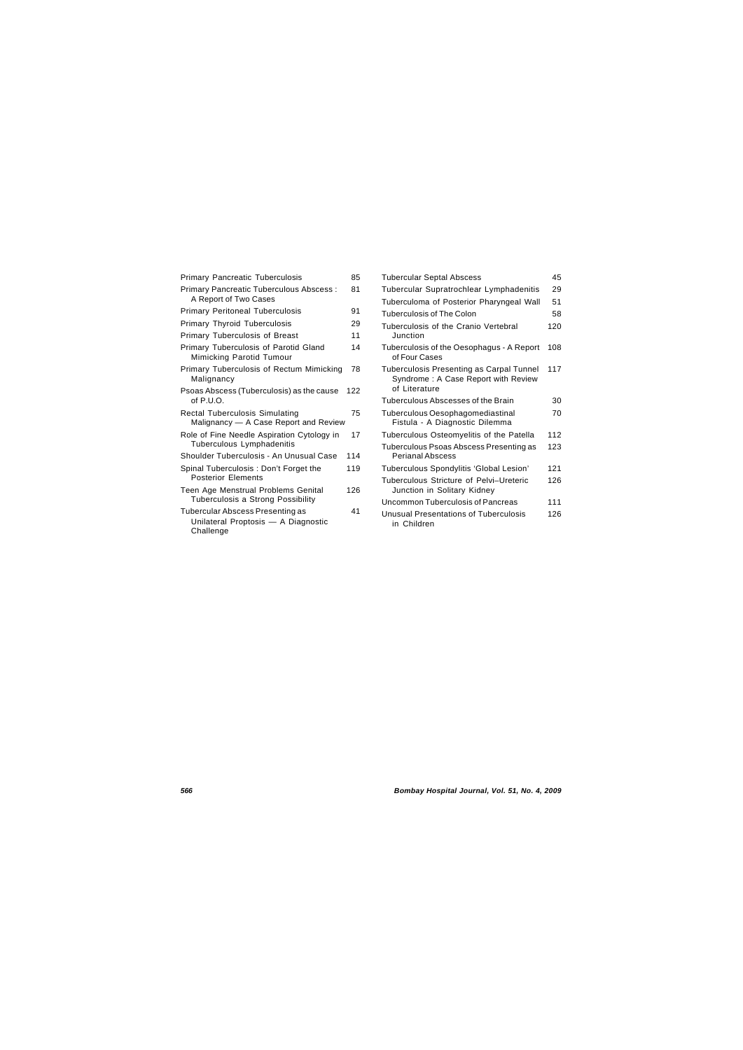| | |
|---|---|
| Primary Pancreatic Tuberculosis | 85 |
| Primary Pancreatic Tuberculous Abscess : A Report of Two Cases | 81 |
| Primary Peritoneal Tuberculosis | 91 |
| Primary Thyroid Tuberculosis | 29 |
| Primary Tuberculosis of Breast | 11 |
| Primary Tuberculosis of Parotid Gland Mimicking Parotid Tumour | 14 |
| Primary Tuberculosis of Rectum Mimicking Malignancy | 78 |
| Psoas Abscess (Tuberculosis) as the cause of P.U.O. | 122 |
| Rectal Tuberculosis Simulating Malignancy — A Case Report and Review | 75 |
| Role of Fine Needle Aspiration Cytology in Tuberculous Lymphadenitis | 17 |
| Shoulder Tuberculosis - An Unusual Case | 114 |
| Spinal Tuberculosis : Don't Forget the Posterior Elements | 119 |
| Teen Age Menstrual Problems Genital Tuberculosis a Strong Possibility | 126 |
| Tubercular Abscess Presenting as Unilateral Proptosis — A Diagnostic Challenge | 41 |
| Tubercular Septal Abscess | 45 |
| Tubercular Supratrochlear Lymphadenitis | 29 |
| Tuberculoma of Posterior Pharyngeal Wall | 51 |
| Tuberculosis of The Colon | 58 |
| Tuberculosis of the Cranio Vertebral Junction | 120 |
| Tuberculosis of the Oesophagus - A Report of Four Cases | 108 |
| Tuberculosis Presenting as Carpal Tunnel Syndrome : A Case Report with Review of Literature | 117 |
| Tuberculous Abscesses of the Brain | 30 |
| Tuberculous Oesophagomediastinal Fistula - A Diagnostic Dilemma | 70 |
| Tuberculous Osteomyelitis of the Patella | 112 |
| Tuberculous Psoas Abscess Presenting as Perianal Abscess | 123 |
| Tuberculous Spondylitis 'Global Lesion' | 121 |
| Tuberculous Stricture of Pelvi–Ureteric Junction in Solitary Kidney | 126 |
| Uncommon Tuberculosis of Pancreas | 111 |
| Unusual Presentations of Tuberculosis in Children | 126 |